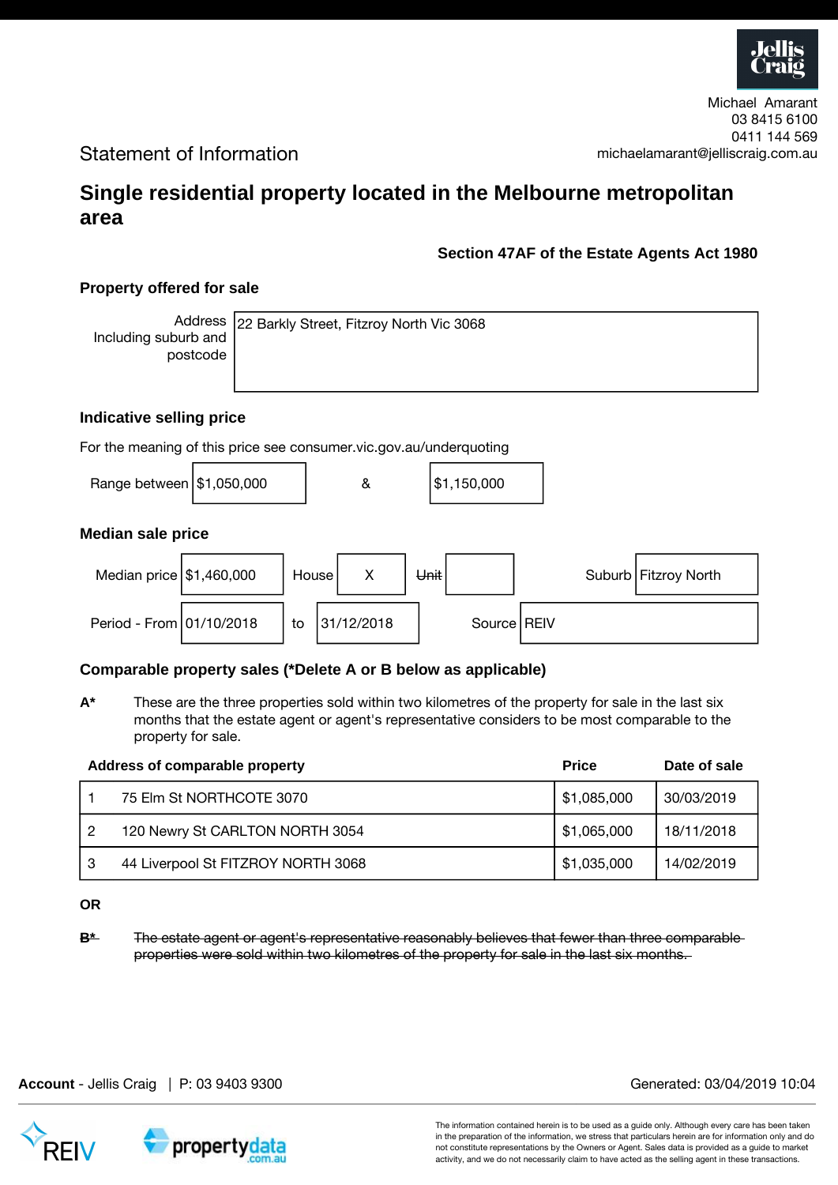Michael Amarant
03 8415 6100
0411 144 569
michaelamarant@jelliscraig.com.au

Statement of Information

# Single residential property located in the Melbourne metropolitan area

**Section 47AF of the Estate Agents Act 1980**

## Property offered for sale

| Address Including suburb and postcode | 22 Barkly Street, Fitzroy North Vic 3068 |
|---|---|

## Indicative selling price

For the meaning of this price see consumer.vic.gov.au/underquoting

| Range between | $1,050,000 | & | $1,150,000 |
|---|---|---|---|

## Median sale price

| Median price | $1,460,000 | House | X | ~~Unit~~ | | Suburb | Fitzroy North |
|---|---|---|---|---|---|---|---|
| Period - From | 01/10/2018 | to | 31/12/2018 | | | Source | REIV |

## Comparable property sales (*Delete A or B below as applicable)

**A*** These are the three properties sold within two kilometres of the property for sale in the last six months that the estate agent or agent's representative considers to be most comparable to the property for sale.

| | Address of comparable property | Price | Date of sale |
|---|---|---|---|
| 1 | 75 Elm St NORTHCOTE 3070 | $1,085,000 | 30/03/2019 |
| 2 | 120 Newry St CARLTON NORTH 3054 | $1,065,000 | 18/11/2018 |
| 3 | 44 Liverpool St FITZROY NORTH 3068 | $1,035,000 | 14/02/2019 |

**OR**

~~**B*** The estate agent or agent's representative reasonably believes that fewer than three comparable properties were sold within two kilometres of the property for sale in the last six months.~~

**Account** - Jellis Craig | P: 03 9403 9300

Generated: 03/04/2019 10:04

The information contained herein is to be used as a guide only. Although every care has been taken in the preparation of the information, we stress that particulars herein are for information only and do not constitute representations by the Owners or Agent. Sales data is provided as a guide to market activity, and we do not necessarily claim to have acted as the selling agent in these transactions.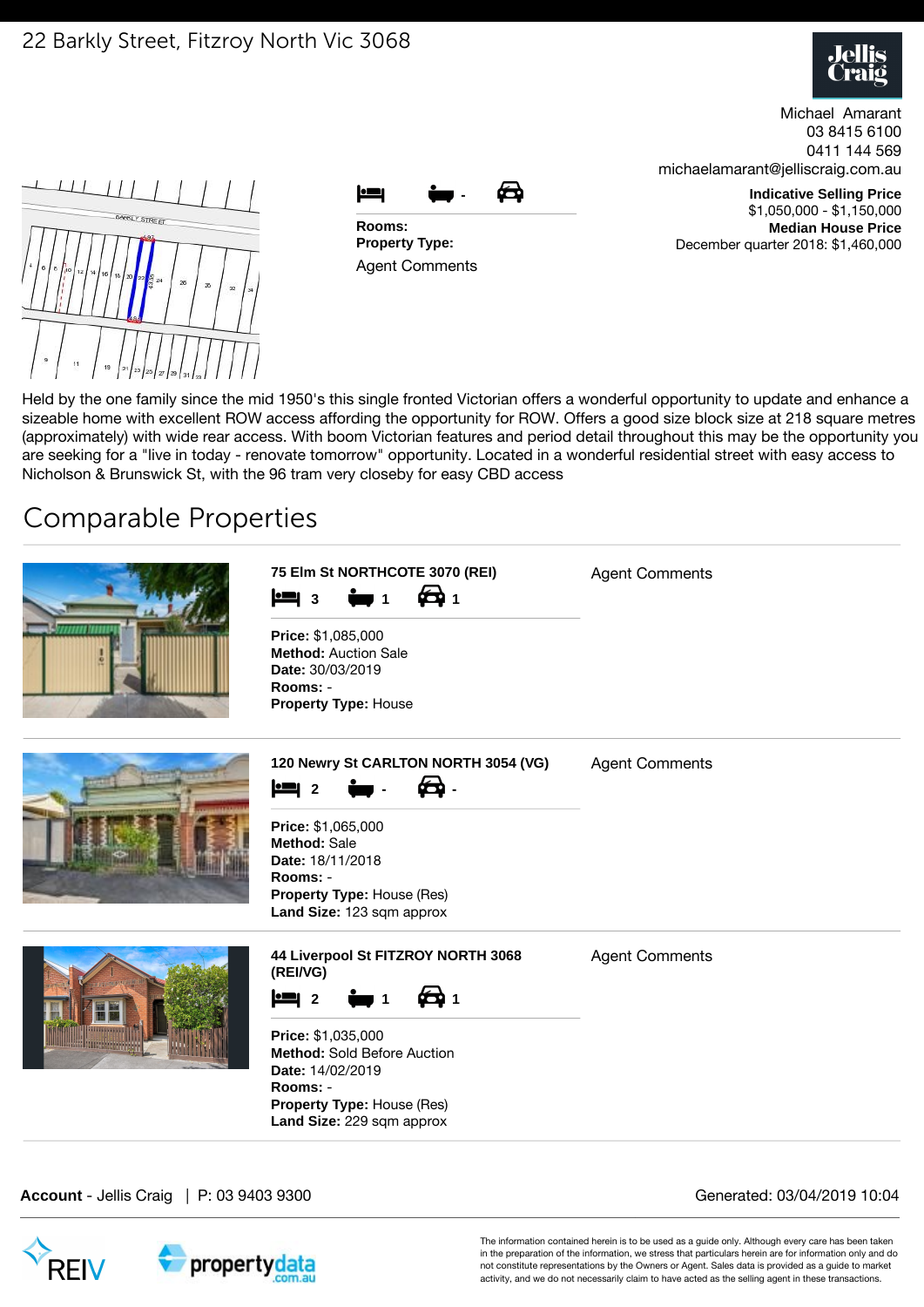# 22 Barkly Street, Fitzroy North Vic 3068

Michael Amarant
03 8415 6100
0411 144 569
michaelamarant@jelliscraig.com.au

**Indicative Selling Price**
$1,050,000 - $1,150,000

**Median House Price**
December quarter 2018: $1,460,000

**Rooms:**
**Property Type:**

Agent Comments

Held by the one family since the mid 1950's this single fronted Victorian offers a wonderful opportunity to update and enhance a sizeable home with excellent ROW access affording the opportunity for ROW. Offers a good size block size at 218 square metres (approximately) with wide rear access. With boom Victorian features and period detail throughout this may be the opportunity you are seeking for a "live in today - renovate tomorrow" opportunity. Located in a wonderful residential street with easy access to Nicholson & Brunswick St, with the 96 tram very closeby for easy CBD access

## Comparable Properties

### 75 Elm St NORTHCOTE 3070 (REI)

3 | 1 | 1

**Price:** $1,085,000
**Method:** Auction Sale
**Date:** 30/03/2019
**Rooms:** -
**Property Type:** House

Agent Comments

### 120 Newry St CARLTON NORTH 3054 (VG)

2 | - | -

**Price:** $1,065,000
**Method:** Sale
**Date:** 18/11/2018
**Rooms:** -
**Property Type:** House (Res)
**Land Size:** 123 sqm approx

Agent Comments

### 44 Liverpool St FITZROY NORTH 3068 (REI/VG)

2 | 1 | 1

**Price:** $1,035,000
**Method:** Sold Before Auction
**Date:** 14/02/2019
**Rooms:** -
**Property Type:** House (Res)
**Land Size:** 229 sqm approx

Agent Comments

**Account** - Jellis Craig | P: 03 9403 9300

Generated: 03/04/2019 10:04

The information contained herein is to be used as a guide only. Although every care has been taken in the preparation of the information, we stress that particulars herein are for information only and do not constitute representations by the Owners or Agent. Sales data is provided as a guide to market activity, and we do not necessarily claim to have acted as the selling agent in these transactions.